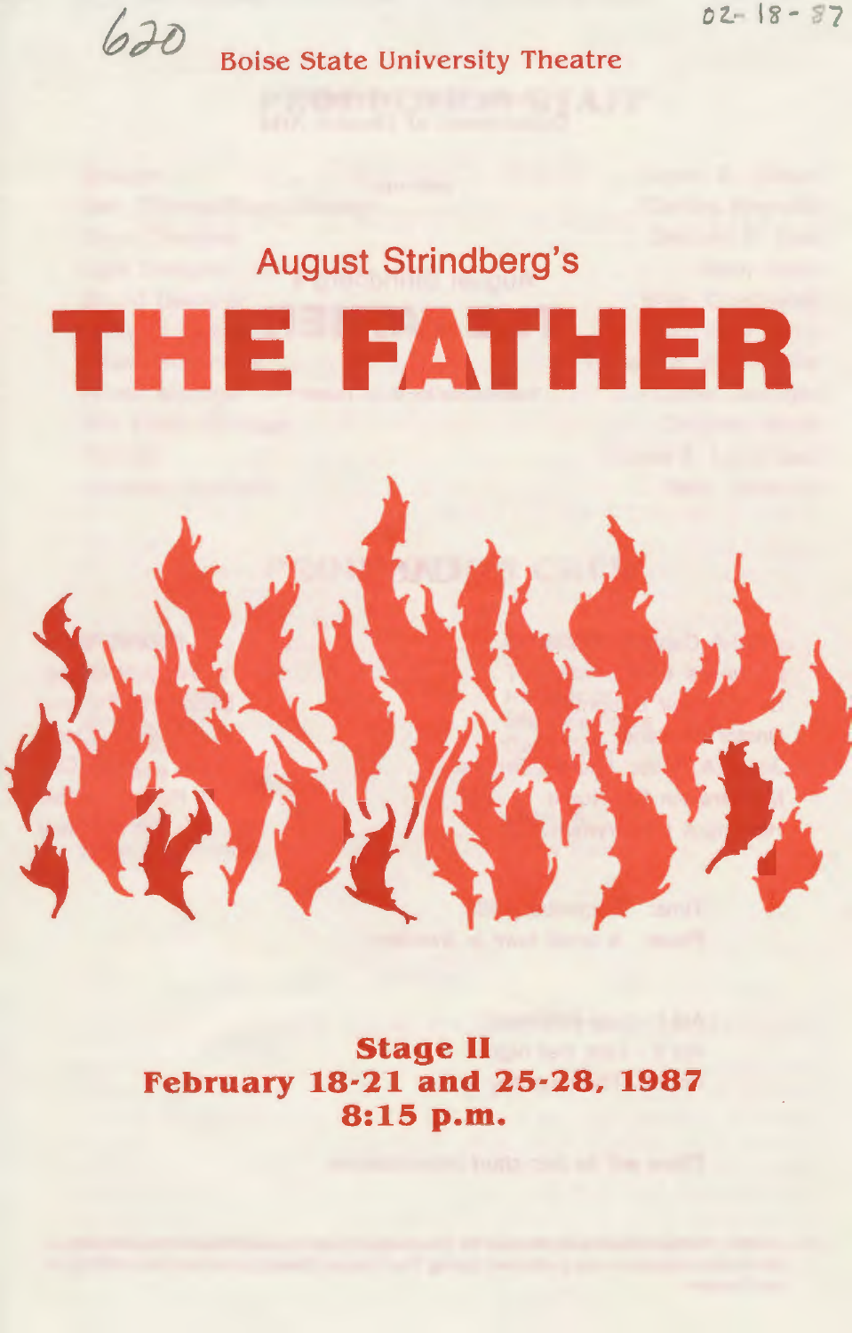620

02-18-87

Boise State University Theatre

August Strindberg's

# THE FATHER

**Stage II**
**February 18-21 and 25-28, 1987**
**8:15 p.m.**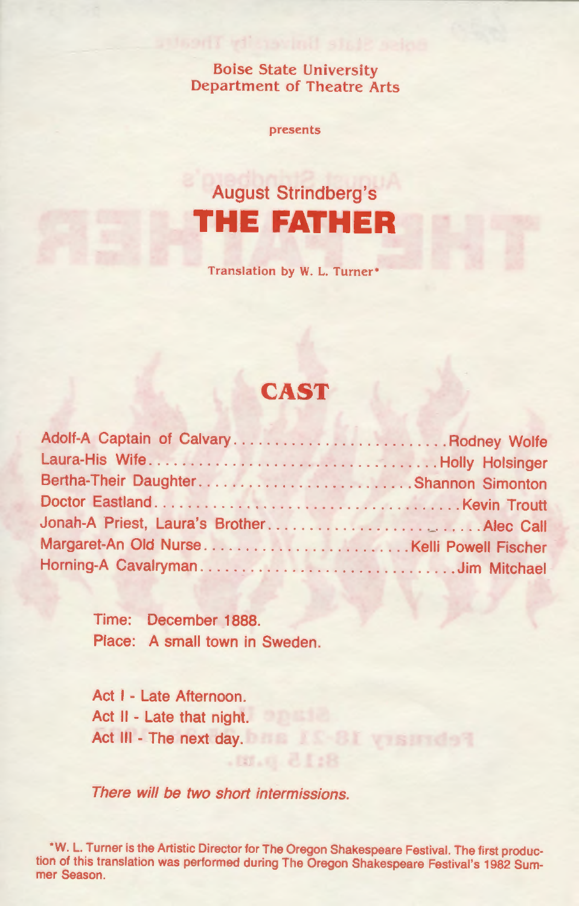Boise State University
Department of Theatre Arts

presents

# August Strindberg's
# THE FATHER

Translation by W. L. Turner*

## CAST

| | |
|---|---|
| Adolf-A Captain of Calvary | Rodney Wolfe |
| Laura-His Wife | Holly Holsinger |
| Bertha-Their Daughter | Shannon Simonton |
| Doctor Eastland | Kevin Troutt |
| Jonah-A Priest, Laura's Brother | Alec Call |
| Margaret-An Old Nurse | Kelli Powell Fischer |
| Horning-A Cavalryman | Jim Mitchael |

Time: December 1888.
Place: A small town in Sweden.

Act I - Late Afternoon.
Act II - Late that night.
Act III - The next day.

*There will be two short intermissions.*

*W. L. Turner is the Artistic Director for The Oregon Shakespeare Festival. The first production of this translation was performed during The Oregon Shakespeare Festival's 1982 Summer Season.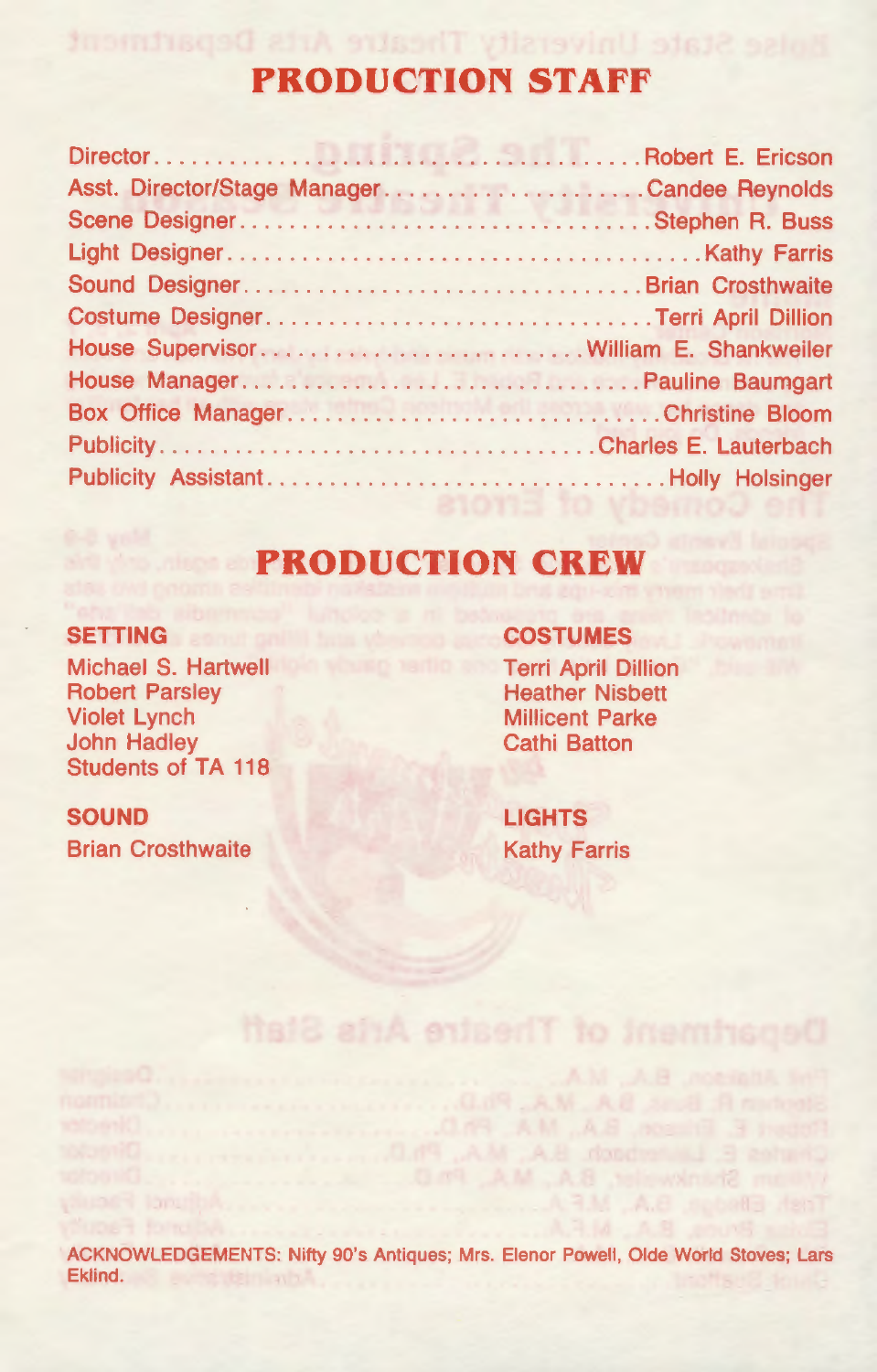# PRODUCTION STAFF

Director........................................Robert E. Ericson
Asst. Director/Stage Manager........................Candee Reynolds
Scene Designer..................................Stephen R. Buss
Light Designer......................................Kathy Farris
Sound Designer................................Brian Crosthwaite
Costume Designer...............................Terri April Dillion
House Supervisor..........................William E. Shankweiler
House Manager................................Pauline Baumgart
Box Office Manager...............................Christine Bloom
Publicity.....................................Charles E. Lauterbach
Publicity Assistant..................................Holly Holsinger

# PRODUCTION CREW

**SETTING**
Michael S. Hartwell
Robert Parsley
Violet Lynch
John Hadley
Students of TA 118

**COSTUMES**
Terri April Dillion
Heather Nisbett
Millicent Parke
Cathi Batton

**SOUND**
Brian Crosthwaite

**LIGHTS**
Kathy Farris

ACKNOWLEDGEMENTS: Nifty 90's Antiques; Mrs. Elenor Powell, Olde World Stoves; Lars Eklind.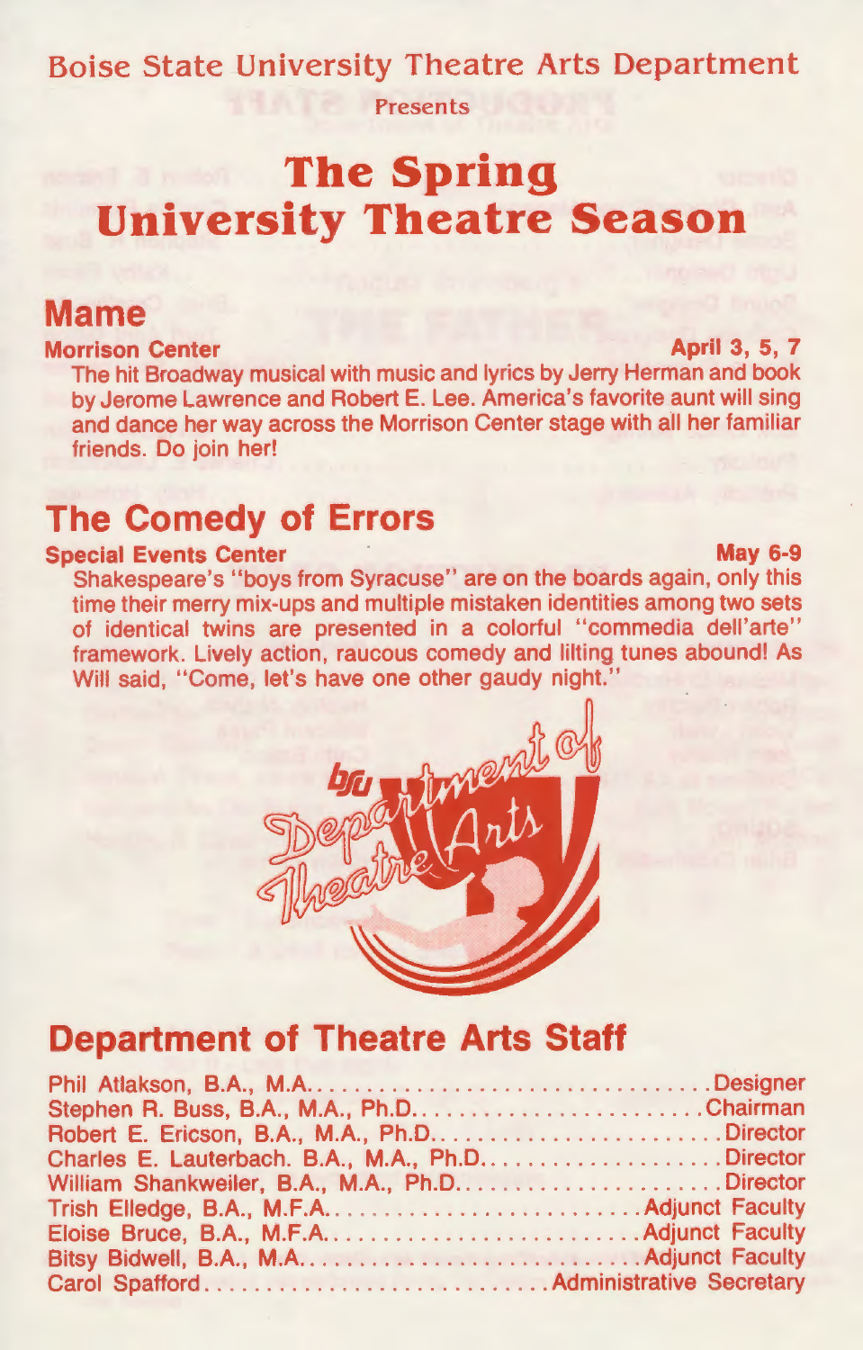Boise State University Theatre Arts Department

Presents

# The Spring University Theatre Season

## Mame

**Morrison Center** **April 3, 5, 7**

The hit Broadway musical with music and lyrics by Jerry Herman and book by Jerome Lawrence and Robert E. Lee. America's favorite aunt will sing and dance her way across the Morrison Center stage with all her familiar friends. Do join her!

## The Comedy of Errors

**Special Events Center** **May 6-9**

Shakespeare's "boys from Syracuse" are on the boards again, only this time their merry mix-ups and multiple mistaken identities among two sets of identical twins are presented in a colorful "commedia dell'arte" framework. Lively action, raucous comedy and lilting tunes abound! As Will said, "Come, let's have one other gaudy night."

bsu Department of Theatre Arts

## Department of Theatre Arts Staff

Phil Atlakson, B.A., M.A. .......... Designer
Stephen R. Buss, B.A., M.A., Ph.D. .......... Chairman
Robert E. Ericson, B.A., M.A., Ph.D. .......... Director
Charles E. Lauterbach. B.A., M.A., Ph.D. .......... Director
William Shankweiler, B.A., M.A., Ph.D. .......... Director
Trish Elledge, B.A., M.F.A. .......... Adjunct Faculty
Eloise Bruce, B.A., M.F.A. .......... Adjunct Faculty
Bitsy Bidwell, B.A., M.A. .......... Adjunct Faculty
Carol Spafford .......... Administrative Secretary